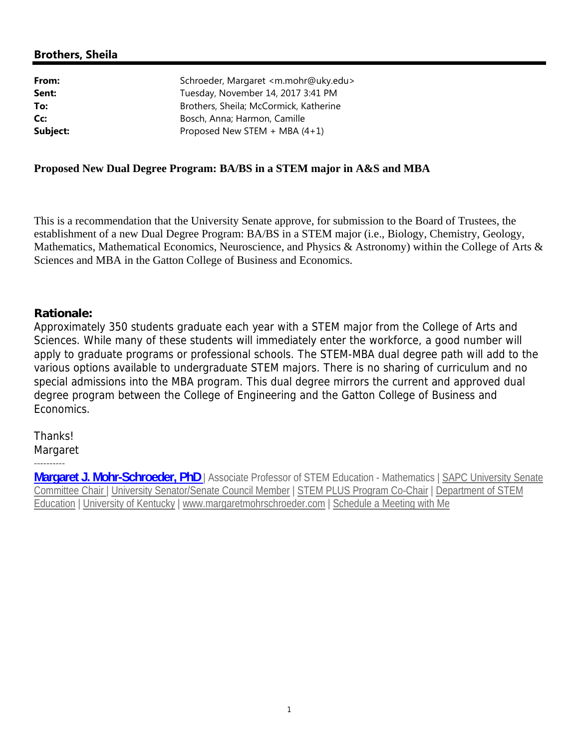## Brothers, Sheila

| | |
|---|---|
| **From:** | Schroeder, Margaret <m.mohr@uky.edu> |
| **Sent:** | Tuesday, November 14, 2017 3:41 PM |
| **To:** | Brothers, Sheila; McCormick, Katherine |
| **Cc:** | Bosch, Anna; Harmon, Camille |
| **Subject:** | Proposed New STEM + MBA (4+1) |

**Proposed New Dual Degree Program: BA/BS in a STEM major in A&S and MBA**

This is a recommendation that the University Senate approve, for submission to the Board of Trustees, the establishment of a new Dual Degree Program: BA/BS in a STEM major (i.e., Biology, Chemistry, Geology, Mathematics, Mathematical Economics, Neuroscience, and Physics & Astronomy) within the College of Arts & Sciences and MBA in the Gatton College of Business and Economics.

**Rationale:**

Approximately 350 students graduate each year with a STEM major from the College of Arts and Sciences. While many of these students will immediately enter the workforce, a good number will apply to graduate programs or professional schools. The STEM-MBA dual degree path will add to the various options available to undergraduate STEM majors. There is no sharing of curriculum and no special admissions into the MBA program. This dual degree mirrors the current and approved dual degree program between the College of Engineering and the Gatton College of Business and Economics.

Thanks!
Margaret

----------

**Margaret J. Mohr-Schroeder, PhD** | Associate Professor of STEM Education - Mathematics | SAPC University Senate Committee Chair | University Senator/Senate Council Member | STEM PLUS Program Co-Chair | Department of STEM Education | University of Kentucky | www.margaretmohrschroeder.com | Schedule a Meeting with Me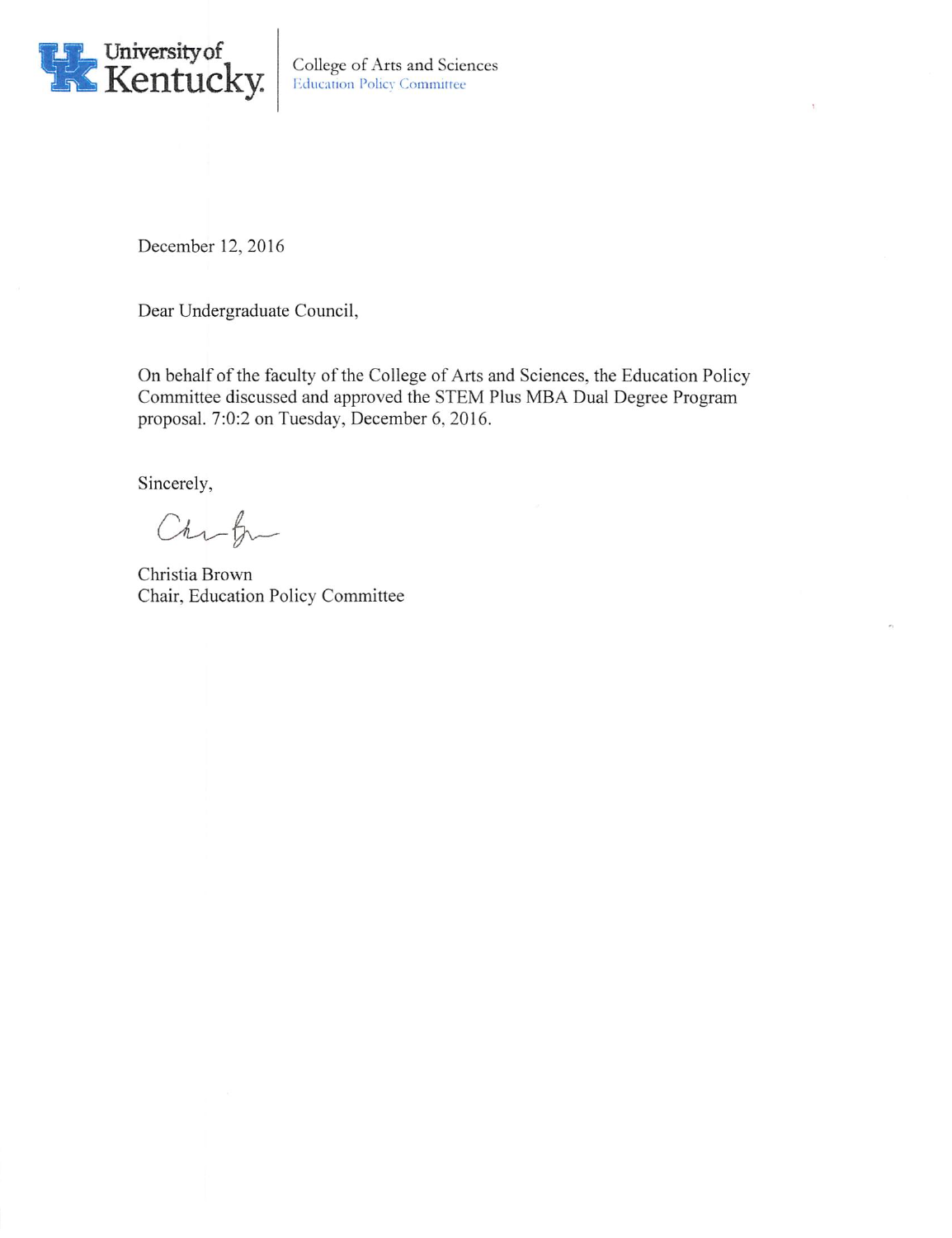University of Kentucky | College of Arts and Sciences
Education Policy Committee

December 12, 2016

Dear Undergraduate Council,

On behalf of the faculty of the College of Arts and Sciences, the Education Policy Committee discussed and approved the STEM Plus MBA Dual Degree Program proposal. 7:0:2 on Tuesday, December 6, 2016.

Sincerely,

Christia Brown
Chair, Education Policy Committee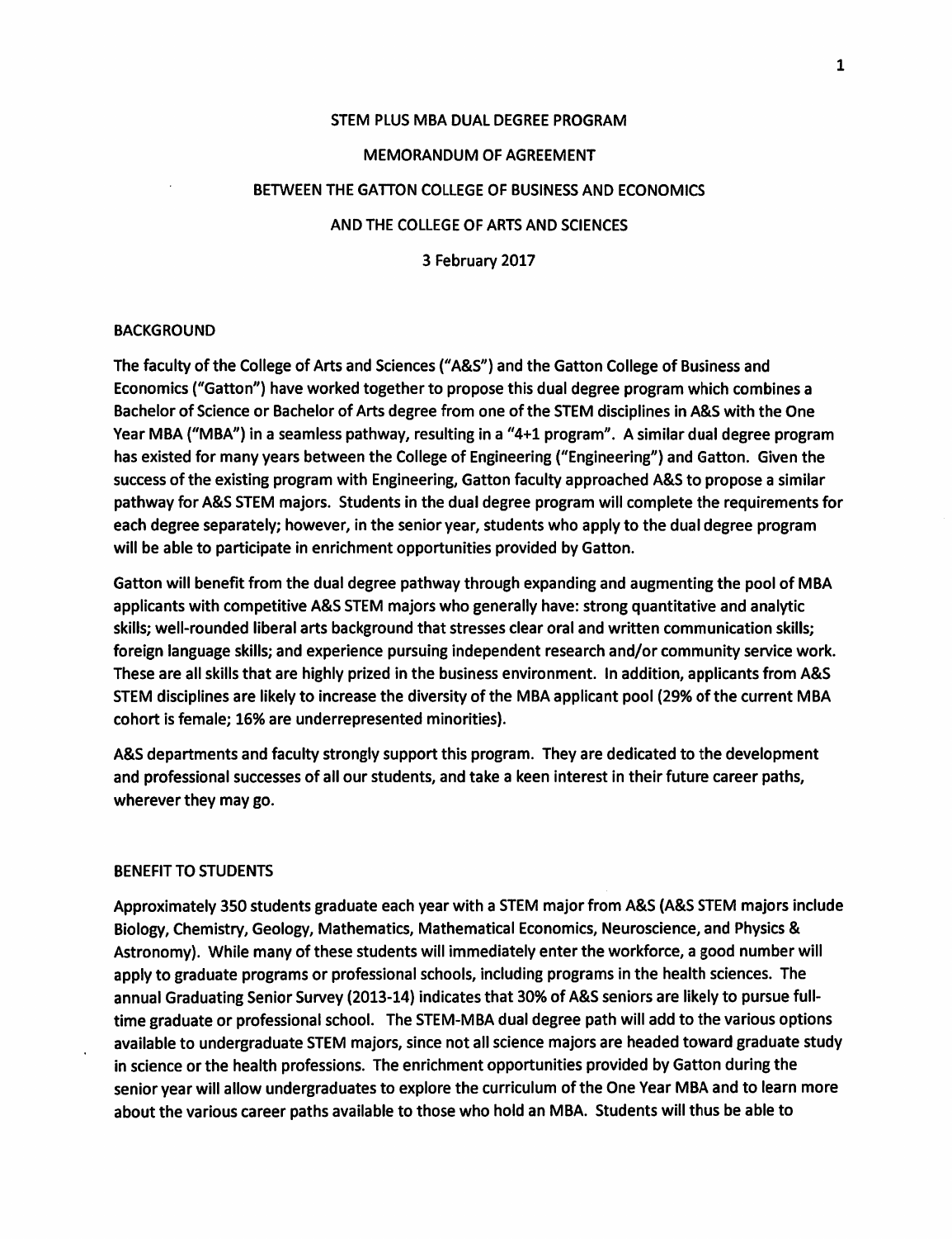# STEM PLUS MBA DUAL DEGREE PROGRAM

## MEMORANDUM OF AGREEMENT

## BETWEEN THE GATTON COLLEGE OF BUSINESS AND ECONOMICS

## AND THE COLLEGE OF ARTS AND SCIENCES

3 February 2017

### BACKGROUND

The faculty of the College of Arts and Sciences ("A&S") and the Gatton College of Business and Economics ("Gatton") have worked together to propose this dual degree program which combines a Bachelor of Science or Bachelor of Arts degree from one of the STEM disciplines in A&S with the One Year MBA ("MBA") in a seamless pathway, resulting in a "4+1 program". A similar dual degree program has existed for many years between the College of Engineering ("Engineering") and Gatton. Given the success of the existing program with Engineering, Gatton faculty approached A&S to propose a similar pathway for A&S STEM majors. Students in the dual degree program will complete the requirements for each degree separately; however, in the senior year, students who apply to the dual degree program will be able to participate in enrichment opportunities provided by Gatton.

Gatton will benefit from the dual degree pathway through expanding and augmenting the pool of MBA applicants with competitive A&S STEM majors who generally have: strong quantitative and analytic skills; well-rounded liberal arts background that stresses clear oral and written communication skills; foreign language skills; and experience pursuing independent research and/or community service work. These are all skills that are highly prized in the business environment. In addition, applicants from A&S STEM disciplines are likely to increase the diversity of the MBA applicant pool (29% of the current MBA cohort is female; 16% are underrepresented minorities).

A&S departments and faculty strongly support this program. They are dedicated to the development and professional successes of all our students, and take a keen interest in their future career paths, wherever they may go.

### BENEFIT TO STUDENTS

Approximately 350 students graduate each year with a STEM major from A&S (A&S STEM majors include Biology, Chemistry, Geology, Mathematics, Mathematical Economics, Neuroscience, and Physics & Astronomy). While many of these students will immediately enter the workforce, a good number will apply to graduate programs or professional schools, including programs in the health sciences. The annual Graduating Senior Survey (2013-14) indicates that 30% of A&S seniors are likely to pursue full-time graduate or professional school. The STEM-MBA dual degree path will add to the various options available to undergraduate STEM majors, since not all science majors are headed toward graduate study in science or the health professions. The enrichment opportunities provided by Gatton during the senior year will allow undergraduates to explore the curriculum of the One Year MBA and to learn more about the various career paths available to those who hold an MBA. Students will thus be able to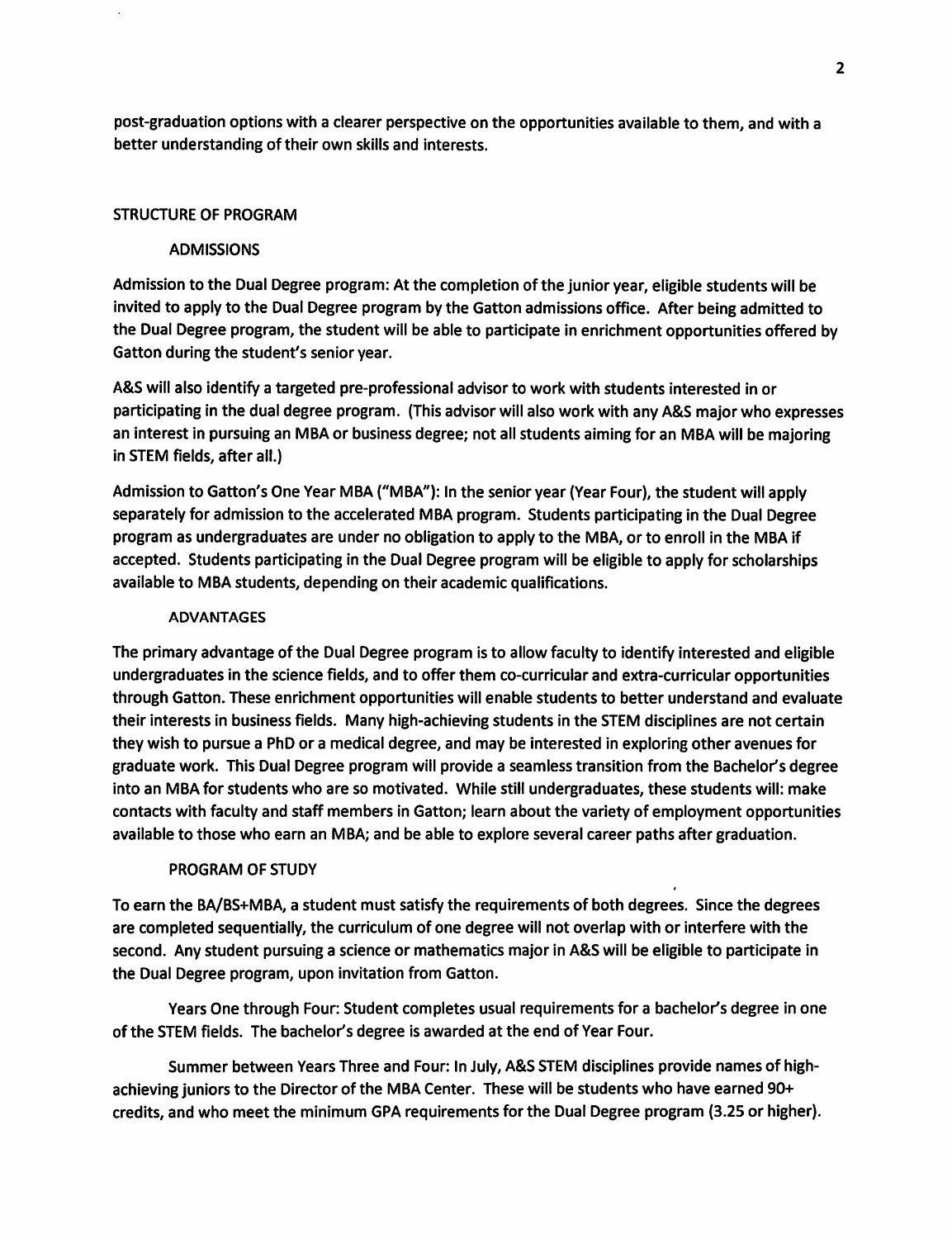post-graduation options with a clearer perspective on the opportunities available to them, and with a better understanding of their own skills and interests.

## STRUCTURE OF PROGRAM

### ADMISSIONS

Admission to the Dual Degree program: At the completion of the junior year, eligible students will be invited to apply to the Dual Degree program by the Gatton admissions office. After being admitted to the Dual Degree program, the student will be able to participate in enrichment opportunities offered by Gatton during the student's senior year.

A&S will also identify a targeted pre-professional advisor to work with students interested in or participating in the dual degree program. (This advisor will also work with any A&S major who expresses an interest in pursuing an MBA or business degree; not all students aiming for an MBA will be majoring in STEM fields, after all.)

Admission to Gatton's One Year MBA ("MBA"): In the senior year (Year Four), the student will apply separately for admission to the accelerated MBA program. Students participating in the Dual Degree program as undergraduates are under no obligation to apply to the MBA, or to enroll in the MBA if accepted. Students participating in the Dual Degree program will be eligible to apply for scholarships available to MBA students, depending on their academic qualifications.

### ADVANTAGES

The primary advantage of the Dual Degree program is to allow faculty to identify interested and eligible undergraduates in the science fields, and to offer them co-curricular and extra-curricular opportunities through Gatton. These enrichment opportunities will enable students to better understand and evaluate their interests in business fields. Many high-achieving students in the STEM disciplines are not certain they wish to pursue a PhD or a medical degree, and may be interested in exploring other avenues for graduate work. This Dual Degree program will provide a seamless transition from the Bachelor's degree into an MBA for students who are so motivated. While still undergraduates, these students will: make contacts with faculty and staff members in Gatton; learn about the variety of employment opportunities available to those who earn an MBA; and be able to explore several career paths after graduation.

### PROGRAM OF STUDY

To earn the BA/BS+MBA, a student must satisfy the requirements of both degrees. Since the degrees are completed sequentially, the curriculum of one degree will not overlap with or interfere with the second. Any student pursuing a science or mathematics major in A&S will be eligible to participate in the Dual Degree program, upon invitation from Gatton.

Years One through Four: Student completes usual requirements for a bachelor's degree in one of the STEM fields. The bachelor's degree is awarded at the end of Year Four.

Summer between Years Three and Four: In July, A&S STEM disciplines provide names of high-achieving juniors to the Director of the MBA Center. These will be students who have earned 90+ credits, and who meet the minimum GPA requirements for the Dual Degree program (3.25 or higher).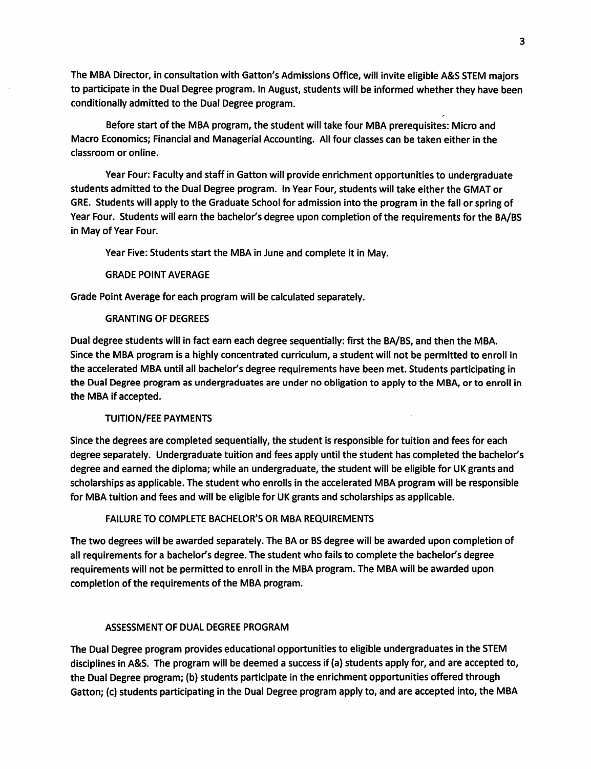The MBA Director, in consultation with Gatton's Admissions Office, will invite eligible A&S STEM majors to participate in the Dual Degree program. In August, students will be informed whether they have been conditionally admitted to the Dual Degree program.

Before start of the MBA program, the student will take four MBA prerequisites: Micro and Macro Economics; Financial and Managerial Accounting. All four classes can be taken either in the classroom or online.

Year Four: Faculty and staff in Gatton will provide enrichment opportunities to undergraduate students admitted to the Dual Degree program. In Year Four, students will take either the GMAT or GRE. Students will apply to the Graduate School for admission into the program in the fall or spring of Year Four. Students will earn the bachelor's degree upon completion of the requirements for the BA/BS in May of Year Four.

Year Five: Students start the MBA in June and complete it in May.

## GRADE POINT AVERAGE

Grade Point Average for each program will be calculated separately.

## GRANTING OF DEGREES

Dual degree students will in fact earn each degree sequentially: first the BA/BS, and then the MBA. Since the MBA program is a highly concentrated curriculum, a student will not be permitted to enroll in the accelerated MBA until all bachelor's degree requirements have been met. Students participating in the Dual Degree program as undergraduates are under no obligation to apply to the MBA, or to enroll in the MBA if accepted.

## TUITION/FEE PAYMENTS

Since the degrees are completed sequentially, the student is responsible for tuition and fees for each degree separately. Undergraduate tuition and fees apply until the student has completed the bachelor's degree and earned the diploma; while an undergraduate, the student will be eligible for UK grants and scholarships as applicable. The student who enrolls in the accelerated MBA program will be responsible for MBA tuition and fees and will be eligible for UK grants and scholarships as applicable.

## FAILURE TO COMPLETE BACHELOR'S OR MBA REQUIREMENTS

The two degrees will be awarded separately. The BA or BS degree will be awarded upon completion of all requirements for a bachelor's degree. The student who fails to complete the bachelor's degree requirements will not be permitted to enroll in the MBA program. The MBA will be awarded upon completion of the requirements of the MBA program.

## ASSESSMENT OF DUAL DEGREE PROGRAM

The Dual Degree program provides educational opportunities to eligible undergraduates in the STEM disciplines in A&S. The program will be deemed a success if (a) students apply for, and are accepted to, the Dual Degree program; (b) students participate in the enrichment opportunities offered through Gatton; (c) students participating in the Dual Degree program apply to, and are accepted into, the MBA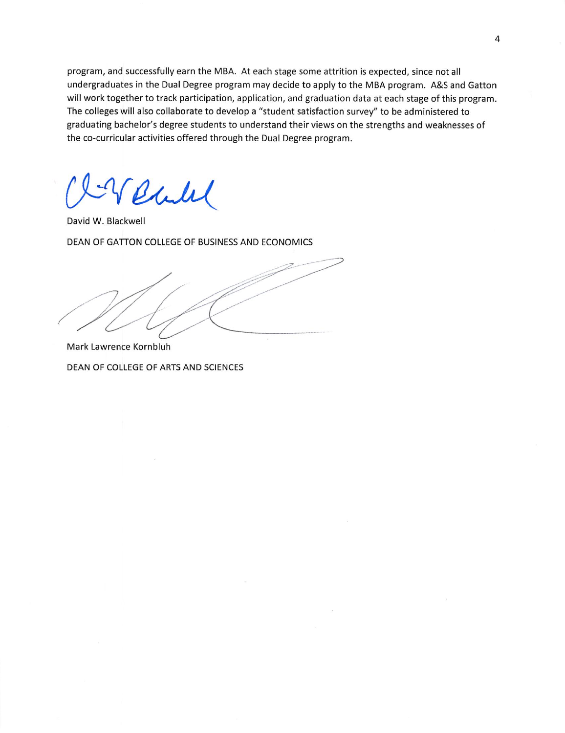program, and successfully earn the MBA. At each stage some attrition is expected, since not all undergraduates in the Dual Degree program may decide to apply to the MBA program. A&S and Gatton will work together to track participation, application, and graduation data at each stage of this program. The colleges will also collaborate to develop a "student satisfaction survey" to be administered to graduating bachelor's degree students to understand their views on the strengths and weaknesses of the co-curricular activities offered through the Dual Degree program.

David W. Blackwell

DEAN OF GATTON COLLEGE OF BUSINESS AND ECONOMICS

Mark Lawrence Kornbluh

DEAN OF COLLEGE OF ARTS AND SCIENCES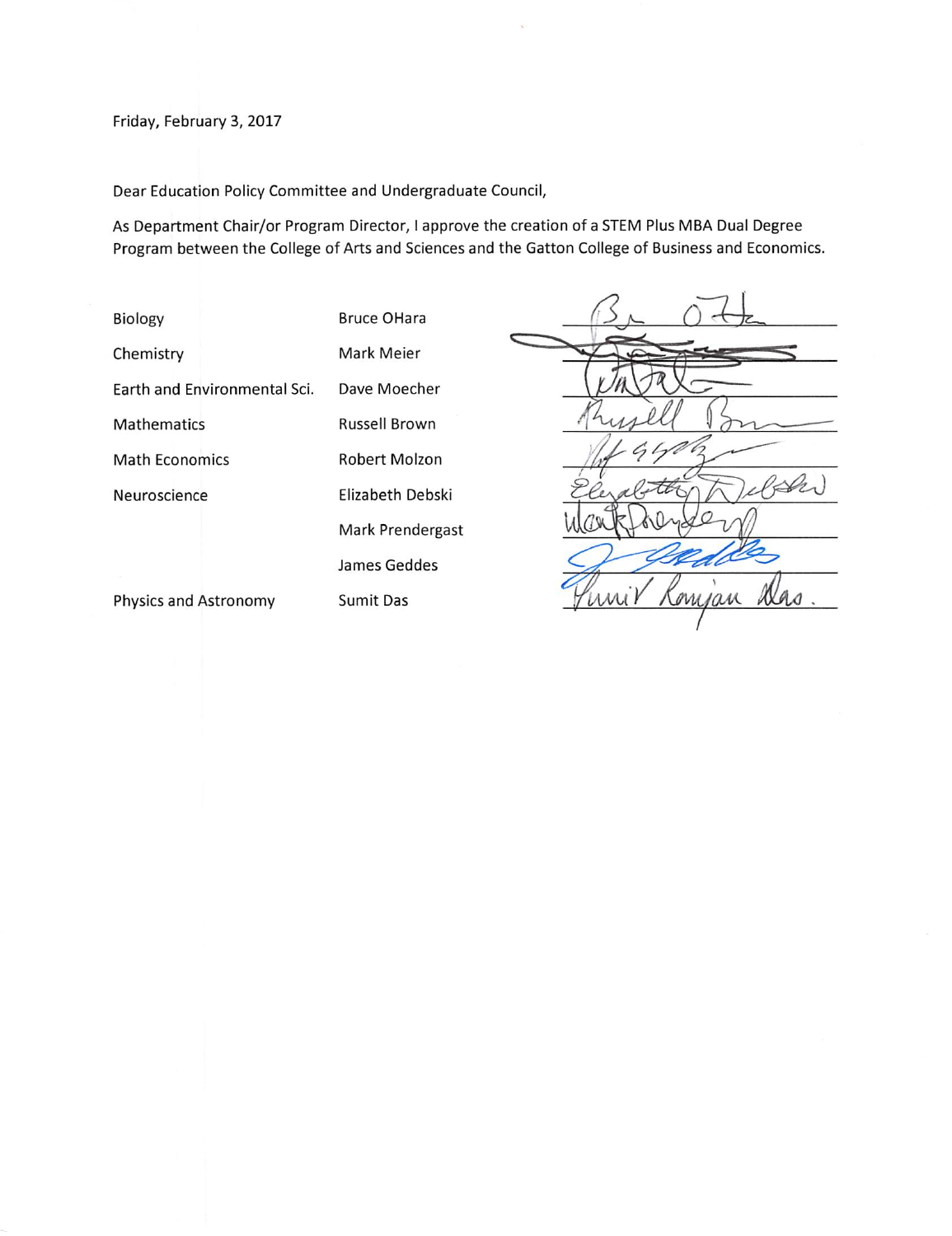Friday, February 3, 2017

Dear Education Policy Committee and Undergraduate Council,

As Department Chair/or Program Director, I approve the creation of a STEM Plus MBA Dual Degree Program between the College of Arts and Sciences and the Gatton College of Business and Economics.

| Department | Name | Signature |
| --- | --- | --- |
| Biology | Bruce OHara | *(signed)* |
| Chemistry | Mark Meier | *(signed)* |
| Earth and Environmental Sci. | Dave Moecher | *(signed)* |
| Mathematics | Russell Brown | *(signed)* |
| Math Economics | Robert Molzon | *(signed)* |
| Neuroscience | Elizabeth Debski | *(signed)* |
| | Mark Prendergast | *(signed)* |
| | James Geddes | *(signed)* |
| Physics and Astronomy | Sumit Das | *(signed)* |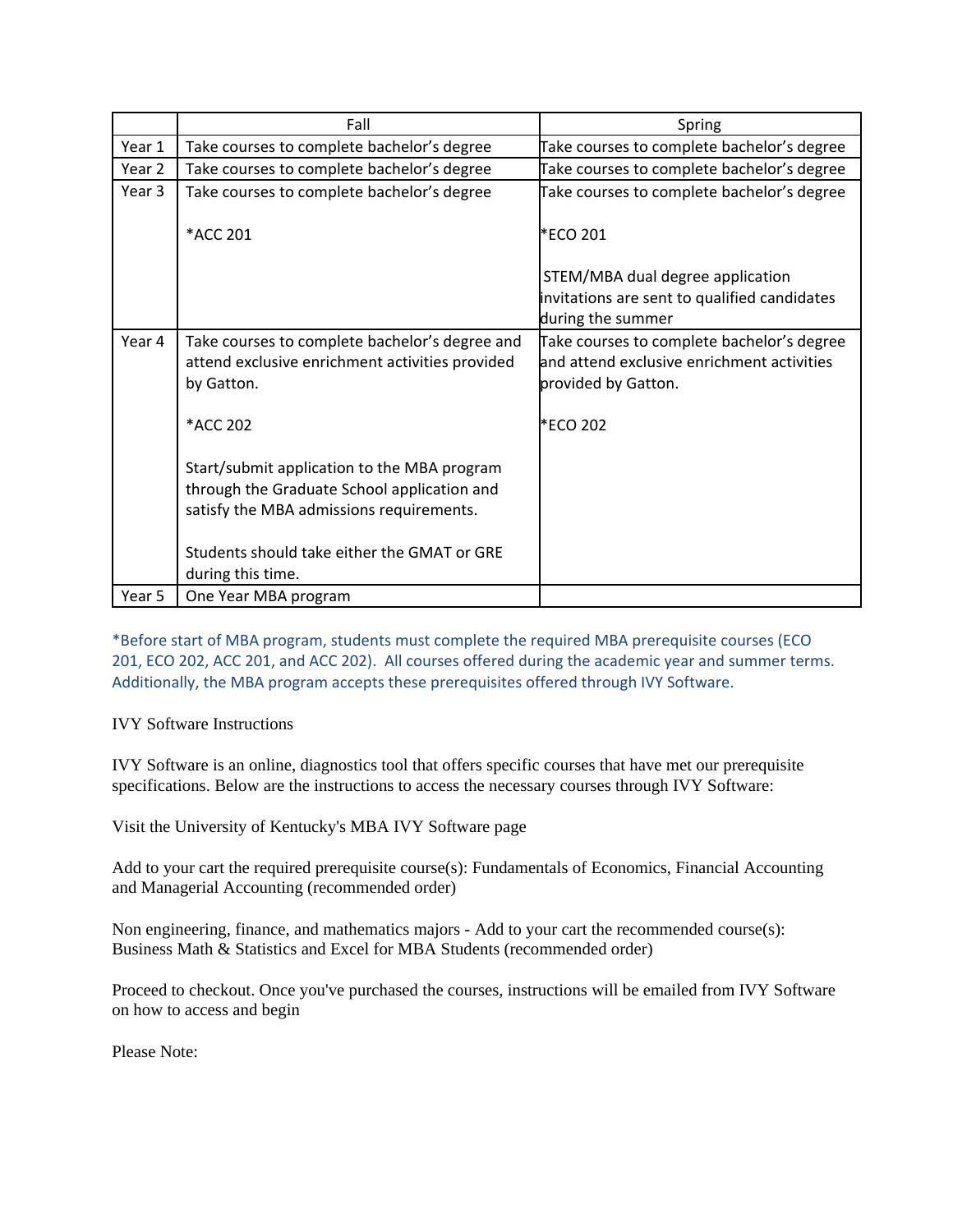| | Fall | Spring |
|---|---|---|
| Year 1 | Take courses to complete bachelor's degree | Take courses to complete bachelor's degree |
| Year 2 | Take courses to complete bachelor's degree | Take courses to complete bachelor's degree |
| Year 3 | Take courses to complete bachelor's degree<br><br>*ACC 201 | Take courses to complete bachelor's degree<br><br>*ECO 201<br><br>STEM/MBA dual degree application invitations are sent to qualified candidates during the summer |
| Year 4 | Take courses to complete bachelor's degree and attend exclusive enrichment activities provided by Gatton.<br><br>*ACC 202<br><br>Start/submit application to the MBA program through the Graduate School application and satisfy the MBA admissions requirements.<br><br>Students should take either the GMAT or GRE during this time. | Take courses to complete bachelor's degree and attend exclusive enrichment activities provided by Gatton.<br><br>*ECO 202 |
| Year 5 | One Year MBA program | |

*Before start of MBA program, students must complete the required MBA prerequisite courses (ECO 201, ECO 202, ACC 201, and ACC 202). All courses offered during the academic year and summer terms. Additionally, the MBA program accepts these prerequisites offered through IVY Software.

IVY Software Instructions

IVY Software is an online, diagnostics tool that offers specific courses that have met our prerequisite specifications. Below are the instructions to access the necessary courses through IVY Software:

Visit the University of Kentucky's MBA IVY Software page

Add to your cart the required prerequisite course(s): Fundamentals of Economics, Financial Accounting and Managerial Accounting (recommended order)

Non engineering, finance, and mathematics majors - Add to your cart the recommended course(s): Business Math & Statistics and Excel for MBA Students (recommended order)

Proceed to checkout. Once you've purchased the courses, instructions will be emailed from IVY Software on how to access and begin

Please Note: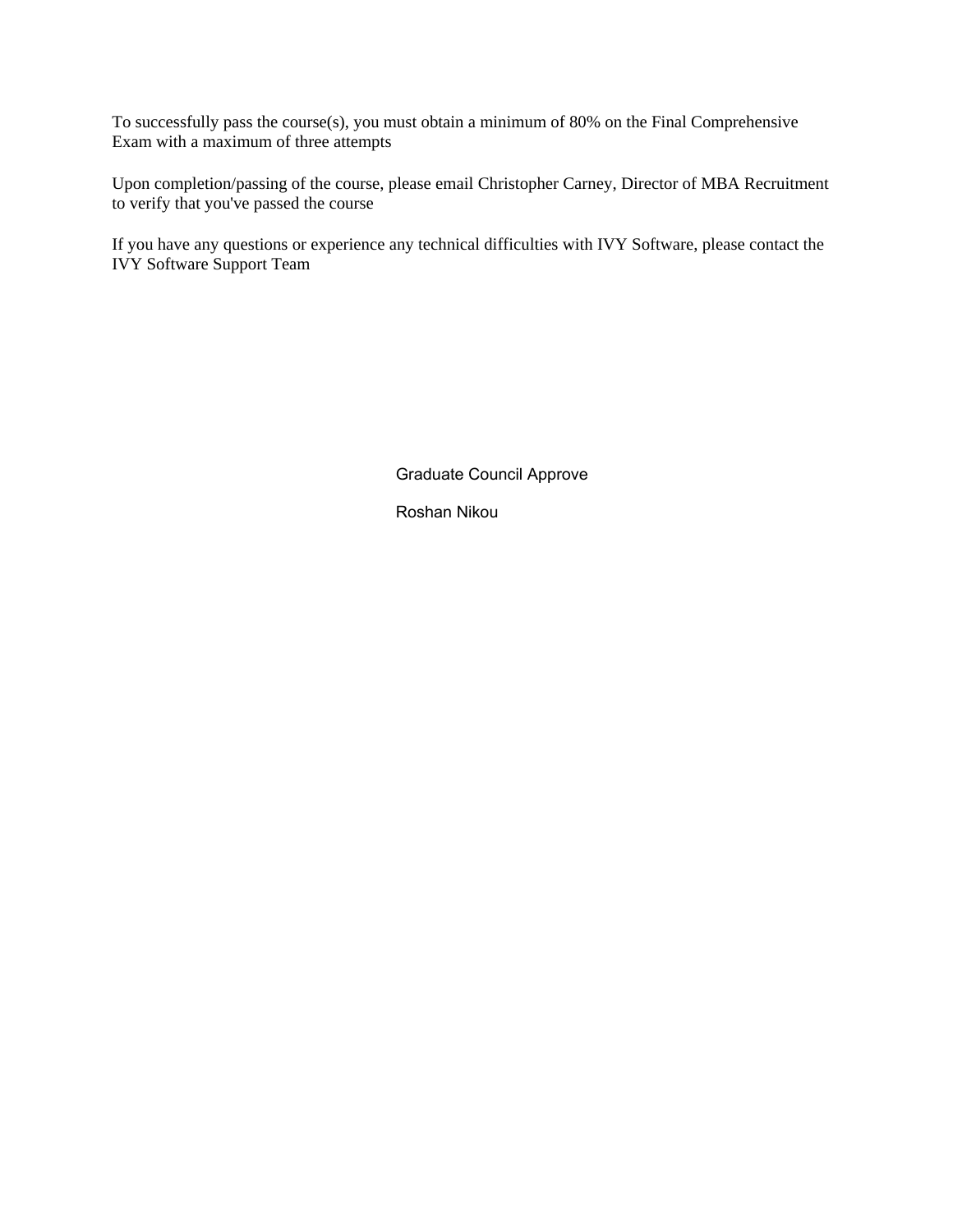To successfully pass the course(s), you must obtain a minimum of 80% on the Final Comprehensive Exam with a maximum of three attempts

Upon completion/passing of the course, please email Christopher Carney, Director of MBA Recruitment to verify that you've passed the course

If you have any questions or experience any technical difficulties with IVY Software, please contact the IVY Software Support Team

Graduate Council Approve

Roshan Nikou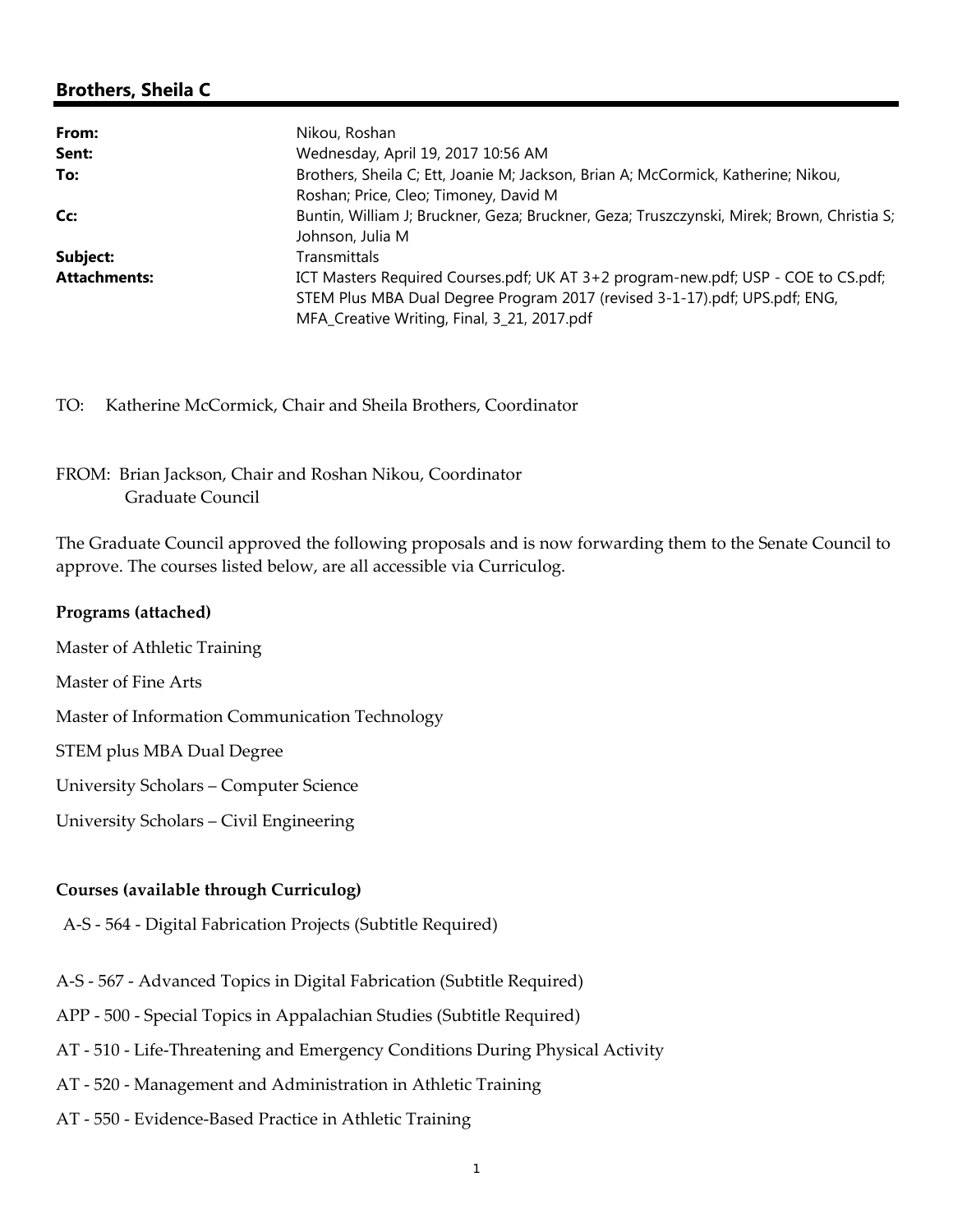## Brothers, Sheila C

| | |
|---|---|
| **From:** | Nikou, Roshan |
| **Sent:** | Wednesday, April 19, 2017 10:56 AM |
| **To:** | Brothers, Sheila C; Ett, Joanie M; Jackson, Brian A; McCormick, Katherine; Nikou, Roshan; Price, Cleo; Timoney, David M |
| **Cc:** | Buntin, William J; Bruckner, Geza; Bruckner, Geza; Truszczynski, Mirek; Brown, Christia S; Johnson, Julia M |
| **Subject:** | Transmittals |
| **Attachments:** | ICT Masters Required Courses.pdf; UK AT 3+2 program-new.pdf; USP - COE to CS.pdf; STEM Plus MBA Dual Degree Program 2017 (revised 3-1-17).pdf; UPS.pdf; ENG, MFA_Creative Writing, Final, 3_21, 2017.pdf |

TO: Katherine McCormick, Chair and Sheila Brothers, Coordinator

FROM: Brian Jackson, Chair and Roshan Nikou, Coordinator
Graduate Council

The Graduate Council approved the following proposals and is now forwarding them to the Senate Council to approve. The courses listed below, are all accessible via Curriculog.

**Programs (attached)**

Master of Athletic Training

Master of Fine Arts

Master of Information Communication Technology

STEM plus MBA Dual Degree

University Scholars – Computer Science

University Scholars – Civil Engineering

**Courses (available through Curriculog)**

A-S - 564 - Digital Fabrication Projects (Subtitle Required)

A-S - 567 - Advanced Topics in Digital Fabrication (Subtitle Required)

APP - 500 - Special Topics in Appalachian Studies (Subtitle Required)

AT - 510 - Life-Threatening and Emergency Conditions During Physical Activity

AT - 520 - Management and Administration in Athletic Training

AT - 550 - Evidence-Based Practice in Athletic Training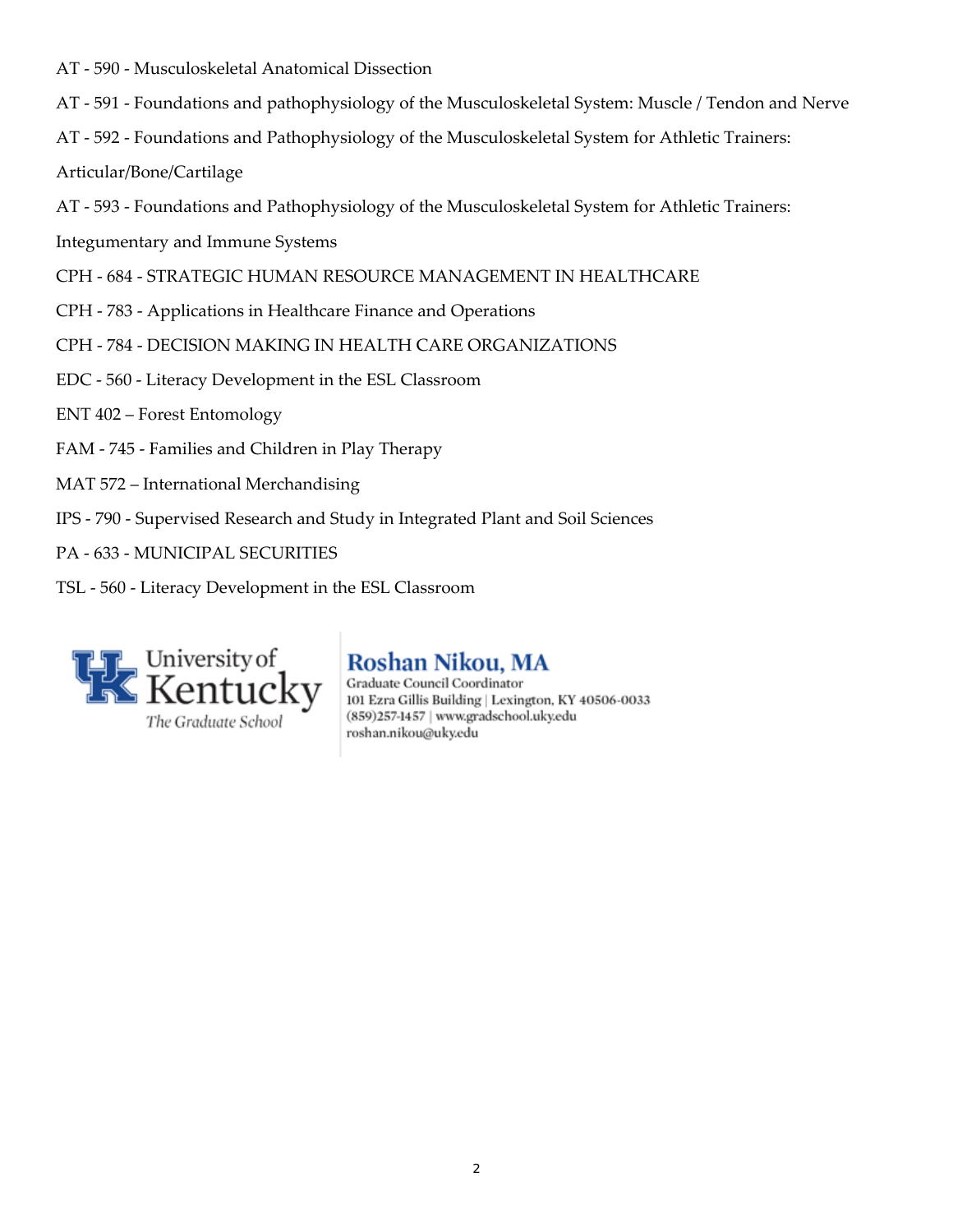AT - 590 - Musculoskeletal Anatomical Dissection

AT - 591 - Foundations and pathophysiology of the Musculoskeletal System: Muscle / Tendon and Nerve

AT - 592 - Foundations and Pathophysiology of the Musculoskeletal System for Athletic Trainers: Articular/Bone/Cartilage

AT - 593 - Foundations and Pathophysiology of the Musculoskeletal System for Athletic Trainers: Integumentary and Immune Systems

CPH - 684 - STRATEGIC HUMAN RESOURCE MANAGEMENT IN HEALTHCARE

CPH - 783 - Applications in Healthcare Finance and Operations

CPH - 784 - DECISION MAKING IN HEALTH CARE ORGANIZATIONS

EDC - 560 - Literacy Development in the ESL Classroom

ENT 402 – Forest Entomology

FAM - 745 - Families and Children in Play Therapy

MAT 572 – International Merchandising

IPS - 790 - Supervised Research and Study in Integrated Plant and Soil Sciences

PA - 633 - MUNICIPAL SECURITIES

TSL - 560 - Literacy Development in the ESL Classroom

University of Kentucky
*The Graduate School*

**Roshan Nikou, MA**
Graduate Council Coordinator
101 Ezra Gillis Building | Lexington, KY 40506-0033
(859)257-1457 | www.gradschool.uky.edu
roshan.nikou@uky.edu